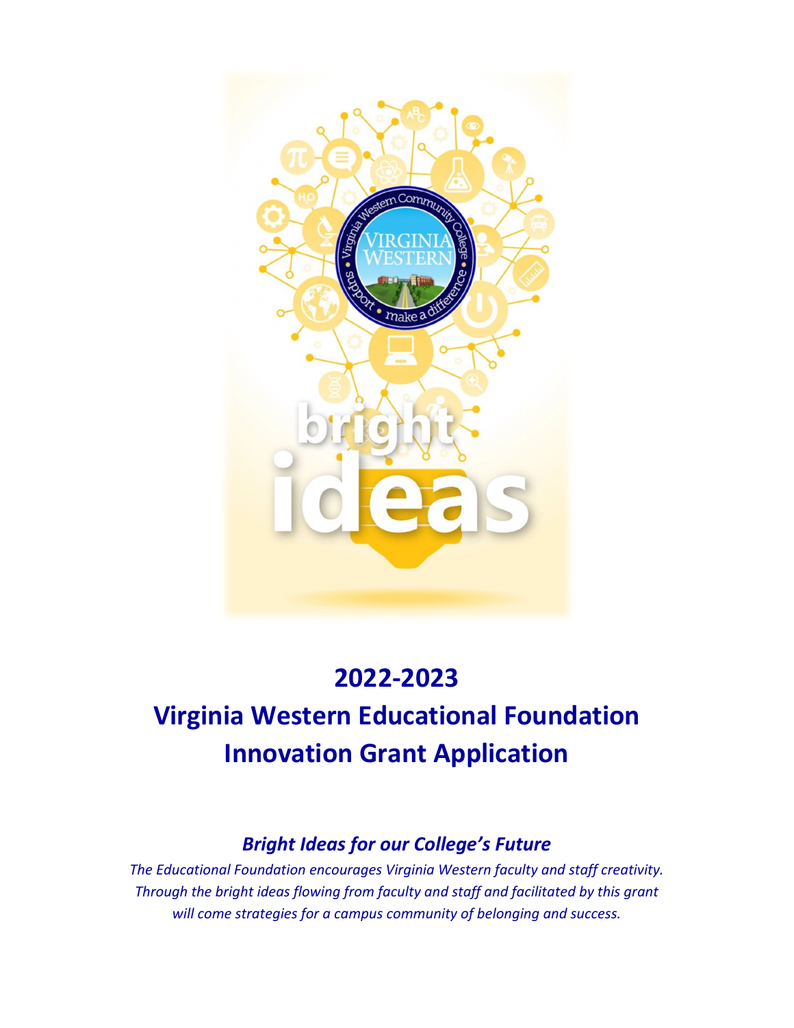# 2022-2023

# Virginia Western Educational Foundation Innovation Grant Application

## *Bright Ideas for our College's Future*

*The Educational Foundation encourages Virginia Western faculty and staff creativity. Through the bright ideas flowing from faculty and staff and facilitated by this grant will come strategies for a campus community of belonging and success.*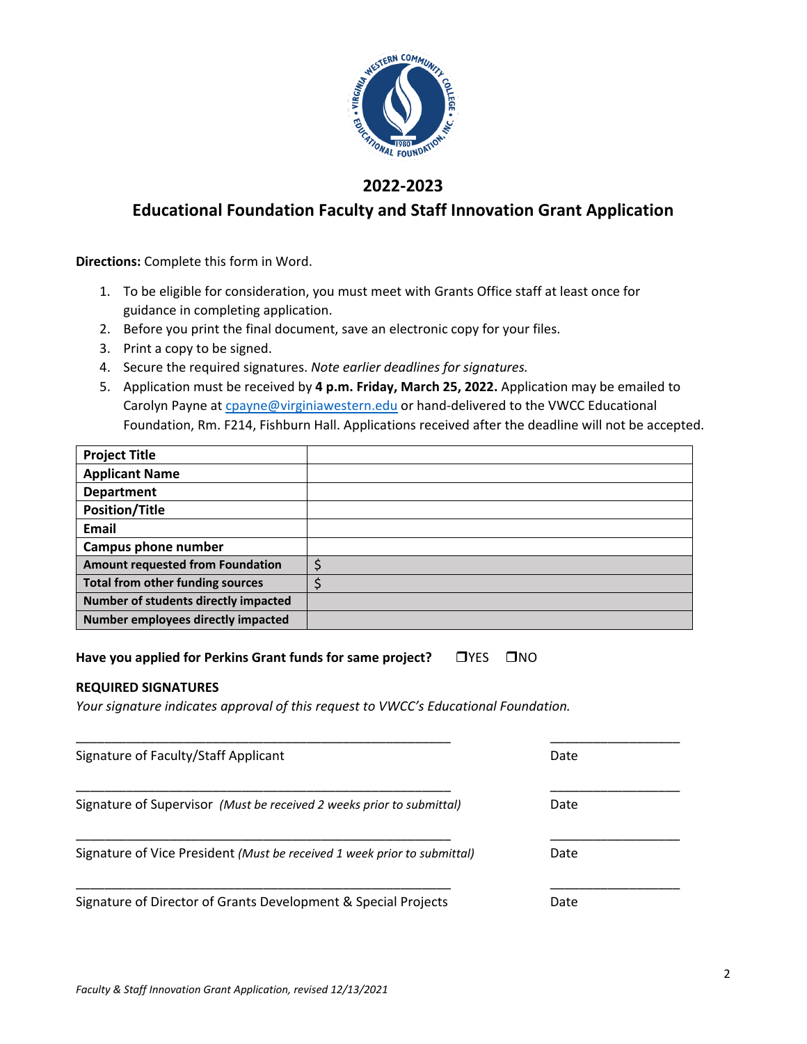# 2022-2023

## Educational Foundation Faculty and Staff Innovation Grant Application

**Directions:** Complete this form in Word.

1. To be eligible for consideration, you must meet with Grants Office staff at least once for guidance in completing application.
2. Before you print the final document, save an electronic copy for your files.
3. Print a copy to be signed.
4. Secure the required signatures. *Note earlier deadlines for signatures.*
5. Application must be received by **4 p.m. Friday, March 25, 2022.** Application may be emailed to Carolyn Payne at cpayne@virginiawestern.edu or hand-delivered to the VWCC Educational Foundation, Rm. F214, Fishburn Hall. Applications received after the deadline will not be accepted.

| | |
|---|---|
| **Project Title** | |
| **Applicant Name** | |
| **Department** | |
| **Position/Title** | |
| **Email** | |
| **Campus phone number** | |
| **Amount requested from Foundation** | $ |
| **Total from other funding sources** | $ |
| **Number of students directly impacted** | |
| **Number employees directly impacted** | |

**Have you applied for Perkins Grant funds for same project?** ☐YES ☐NO

**REQUIRED SIGNATURES**

*Your signature indicates approval of this request to VWCC's Educational Foundation.*

______________________________________________ ________________

Signature of Faculty/Staff Applicant Date

______________________________________________ ________________

Signature of Supervisor *(Must be received 2 weeks prior to submittal)* Date

______________________________________________ ________________

Signature of Vice President *(Must be received 1 week prior to submittal)* Date

______________________________________________ ________________

Signature of Director of Grants Development & Special Projects Date

*Faculty & Staff Innovation Grant Application, revised 12/13/2021*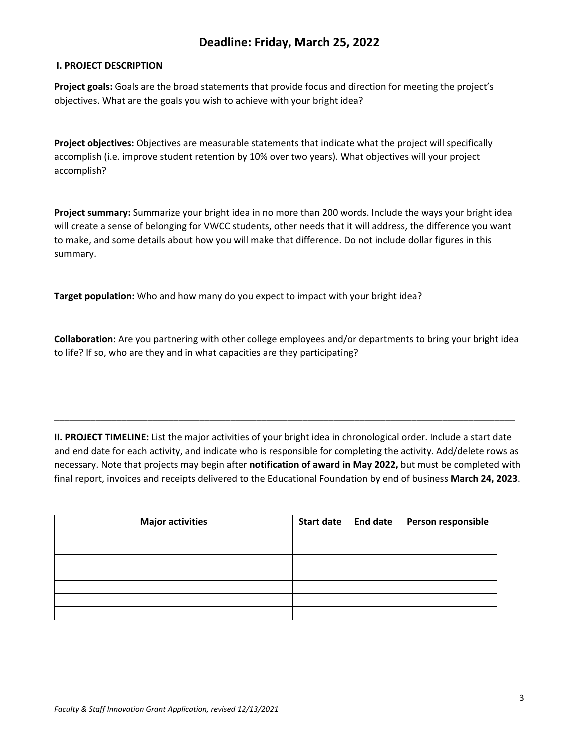# Deadline: Friday, March 25, 2022

### I. PROJECT DESCRIPTION

**Project goals:** Goals are the broad statements that provide focus and direction for meeting the project's objectives. What are the goals you wish to achieve with your bright idea?

**Project objectives:** Objectives are measurable statements that indicate what the project will specifically accomplish (i.e. improve student retention by 10% over two years). What objectives will your project accomplish?

**Project summary:** Summarize your bright idea in no more than 200 words. Include the ways your bright idea will create a sense of belonging for VWCC students, other needs that it will address, the difference you want to make, and some details about how you will make that difference. Do not include dollar figures in this summary.

**Target population:** Who and how many do you expect to impact with your bright idea?

**Collaboration:** Are you partnering with other college employees and/or departments to bring your bright idea to life? If so, who are they and in what capacities are they participating?

---

**II. PROJECT TIMELINE:** List the major activities of your bright idea in chronological order. Include a start date and end date for each activity, and indicate who is responsible for completing the activity. Add/delete rows as necessary. Note that projects may begin after **notification of award in May 2022,** but must be completed with final report, invoices and receipts delivered to the Educational Foundation by end of business **March 24, 2023**.

| Major activities | Start date | End date | Person responsible |
|---|---|---|---|
| | | | |
| | | | |
| | | | |
| | | | |
| | | | |
| | | | |
| | | | |

*Faculty & Staff Innovation Grant Application, revised 12/13/2021*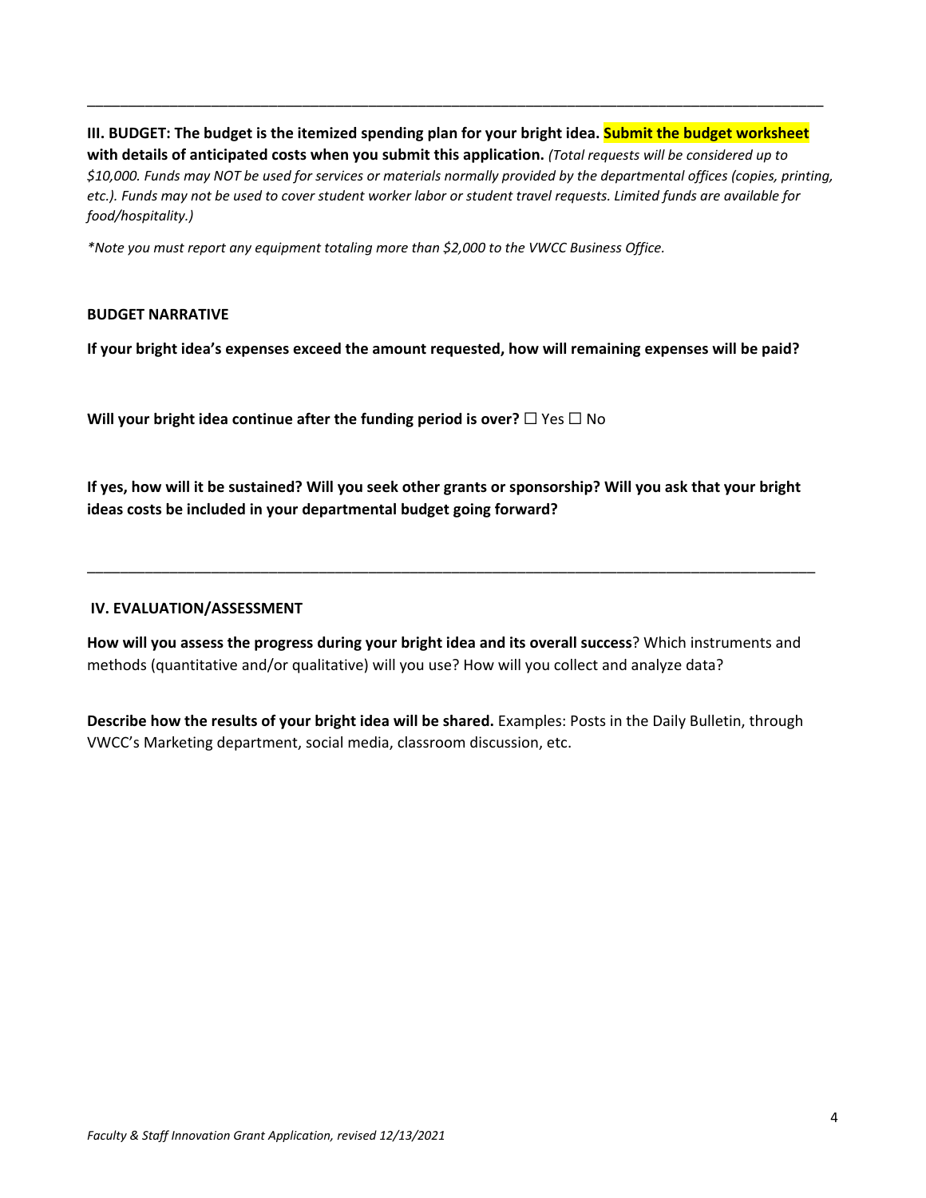---

**III. BUDGET: The budget is the itemized spending plan for your bright idea. Submit the budget worksheet with details of anticipated costs when you submit this application.** *(Total requests will be considered up to $10,000. Funds may NOT be used for services or materials normally provided by the departmental offices (copies, printing, etc.). Funds may not be used to cover student worker labor or student travel requests. Limited funds are available for food/hospitality.)*

**Note you must report any equipment totaling more than $2,000 to the VWCC Business Office.*

**BUDGET NARRATIVE**

**If your bright idea's expenses exceed the amount requested, how will remaining expenses will be paid?**

**Will your bright idea continue after the funding period is over?** ☐ Yes ☐ No

**If yes, how will it be sustained? Will you seek other grants or sponsorship? Will you ask that your bright ideas costs be included in your departmental budget going forward?**

---

**IV. EVALUATION/ASSESSMENT**

**How will you assess the progress during your bright idea and its overall success**? Which instruments and methods (quantitative and/or qualitative) will you use? How will you collect and analyze data?

**Describe how the results of your bright idea will be shared.** Examples: Posts in the Daily Bulletin, through VWCC's Marketing department, social media, classroom discussion, etc.

*Faculty & Staff Innovation Grant Application, revised 12/13/2021*